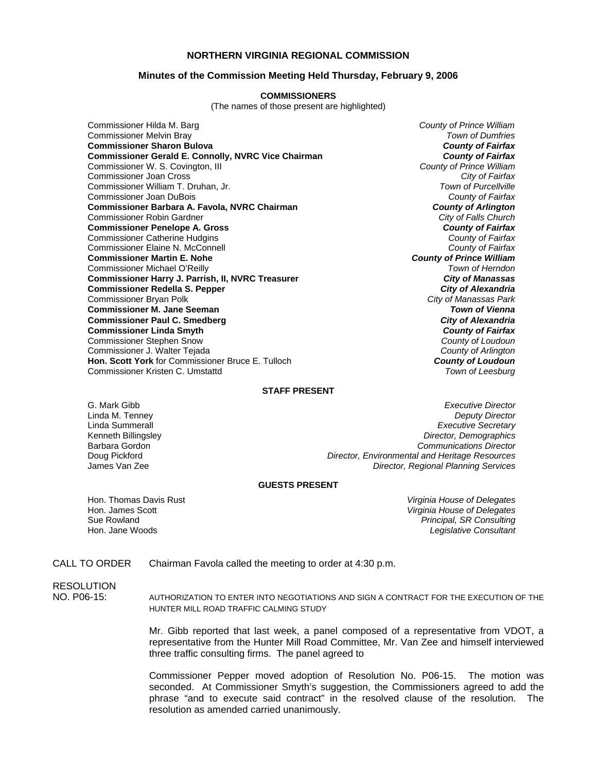# NORTHERN VIRGINIA REGIONAL COMMISSION

## Minutes of the Commission Meeting Held Thursday, February 9, 2006

### COMMISSIONERS

(The names of those present are highlighted)

| | |
|---|---|
| Commissioner Hilda M. Barg | *County of Prince William* |
| Commissioner Melvin Bray | *Town of Dumfries* |
| **Commissioner Sharon Bulova** | ***County of Fairfax*** |
| **Commissioner Gerald E. Connolly, NVRC Vice Chairman** | ***County of Fairfax*** |
| Commissioner W. S. Covington, III | *County of Prince William* |
| Commissioner Joan Cross | *City of Fairfax* |
| Commissioner William T. Druhan, Jr. | *Town of Purcellville* |
| Commissioner Joan DuBois | *County of Fairfax* |
| **Commissioner Barbara A. Favola, NVRC Chairman** | ***County of Arlington*** |
| Commissioner Robin Gardner | *City of Falls Church* |
| **Commissioner Penelope A. Gross** | ***County of Fairfax*** |
| Commissioner Catherine Hudgins | *County of Fairfax* |
| Commissioner Elaine N. McConnell | *County of Fairfax* |
| **Commissioner Martin E. Nohe** | ***County of Prince William*** |
| Commissioner Michael O'Reilly | *Town of Herndon* |
| **Commissioner Harry J. Parrish, II, NVRC Treasurer** | ***City of Manassas*** |
| **Commissioner Redella S. Pepper** | ***City of Alexandria*** |
| Commissioner Bryan Polk | *City of Manassas Park* |
| **Commissioner M. Jane Seeman** | ***Town of Vienna*** |
| **Commissioner Paul C. Smedberg** | ***City of Alexandria*** |
| **Commissioner Linda Smyth** | ***County of Fairfax*** |
| Commissioner Stephen Snow | *County of Loudoun* |
| Commissioner J. Walter Tejada | *County of Arlington* |
| **Hon. Scott York** for Commissioner Bruce E. Tulloch | ***County of Loudoun*** |
| Commissioner Kristen C. Umstattd | *Town of Leesburg* |

### STAFF PRESENT

| | |
|---|---|
| G. Mark Gibb | *Executive Director* |
| Linda M. Tenney | *Deputy Director* |
| Linda Summerall | *Executive Secretary* |
| Kenneth Billingsley | *Director, Demographics* |
| Barbara Gordon | *Communications Director* |
| Doug Pickford | *Director, Environmental and Heritage Resources* |
| James Van Zee | *Director, Regional Planning Services* |

### GUESTS PRESENT

| | |
|---|---|
| Hon. Thomas Davis Rust | *Virginia House of Delegates* |
| Hon. James Scott | *Virginia House of Delegates* |
| Sue Rowland | *Principal, SR Consulting* |
| Hon. Jane Woods | *Legislative Consultant* |

CALL TO ORDER Chairman Favola called the meeting to order at 4:30 p.m.

RESOLUTION NO. P06-15: AUTHORIZATION TO ENTER INTO NEGOTIATIONS AND SIGN A CONTRACT FOR THE EXECUTION OF THE HUNTER MILL ROAD TRAFFIC CALMING STUDY

Mr. Gibb reported that last week, a panel composed of a representative from VDOT, a representative from the Hunter Mill Road Committee, Mr. Van Zee and himself interviewed three traffic consulting firms. The panel agreed to

Commissioner Pepper moved adoption of Resolution No. P06-15. The motion was seconded. At Commissioner Smyth's suggestion, the Commissioners agreed to add the phrase "and to execute said contract" in the resolved clause of the resolution. The resolution as amended carried unanimously.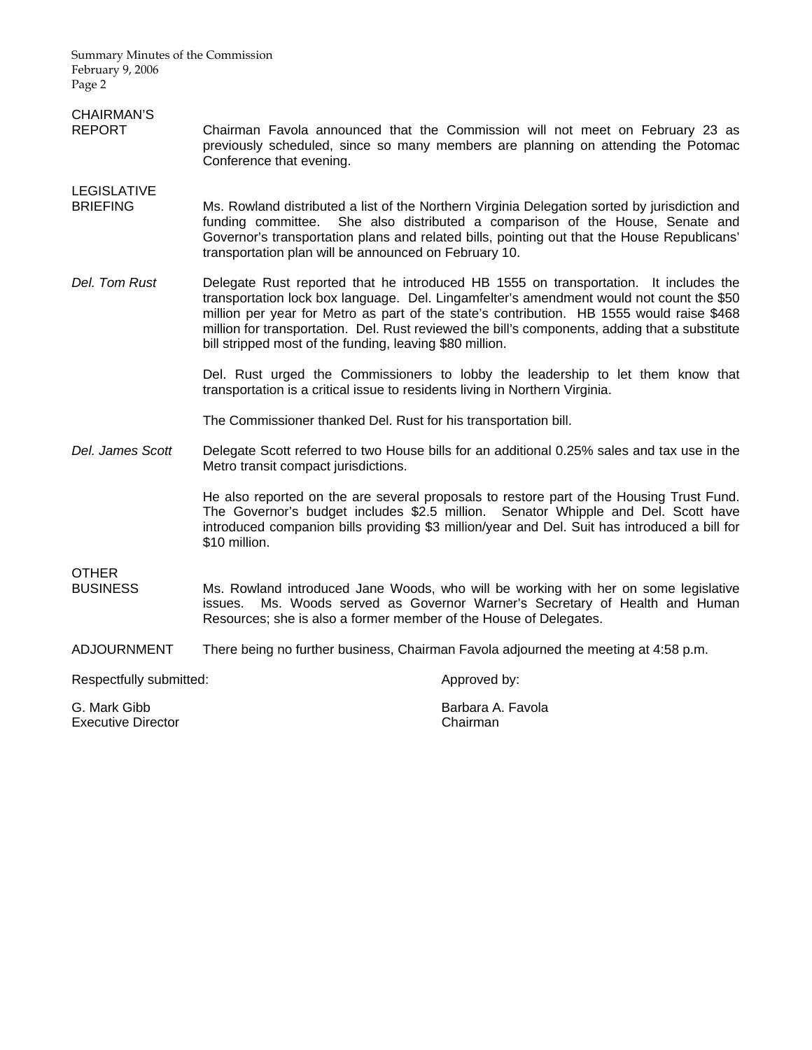**CHAIRMAN'S REPORT**

Chairman Favola announced that the Commission will not meet on February 23 as previously scheduled, since so many members are planning on attending the Potomac Conference that evening.

**LEGISLATIVE BRIEFING**

Ms. Rowland distributed a list of the Northern Virginia Delegation sorted by jurisdiction and funding committee. She also distributed a comparison of the House, Senate and Governor's transportation plans and related bills, pointing out that the House Republicans' transportation plan will be announced on February 10.

*Del. Tom Rust*

Delegate Rust reported that he introduced HB 1555 on transportation. It includes the transportation lock box language. Del. Lingamfelter's amendment would not count the $50 million per year for Metro as part of the state's contribution. HB 1555 would raise $468 million for transportation. Del. Rust reviewed the bill's components, adding that a substitute bill stripped most of the funding, leaving $80 million.

Del. Rust urged the Commissioners to lobby the leadership to let them know that transportation is a critical issue to residents living in Northern Virginia.

The Commissioner thanked Del. Rust for his transportation bill.

*Del. James Scott*

Delegate Scott referred to two House bills for an additional 0.25% sales and tax use in the Metro transit compact jurisdictions.

He also reported on the are several proposals to restore part of the Housing Trust Fund. The Governor's budget includes $2.5 million. Senator Whipple and Del. Scott have introduced companion bills providing $3 million/year and Del. Suit has introduced a bill for $10 million.

**OTHER BUSINESS**

Ms. Rowland introduced Jane Woods, who will be working with her on some legislative issues. Ms. Woods served as Governor Warner's Secretary of Health and Human Resources; she is also a former member of the House of Delegates.

**ADJOURNMENT**

There being no further business, Chairman Favola adjourned the meeting at 4:58 p.m.

| | |
|---|---|
| Respectfully submitted: | Approved by: |
| G. Mark Gibb<br>Executive Director | Barbara A. Favola<br>Chairman |